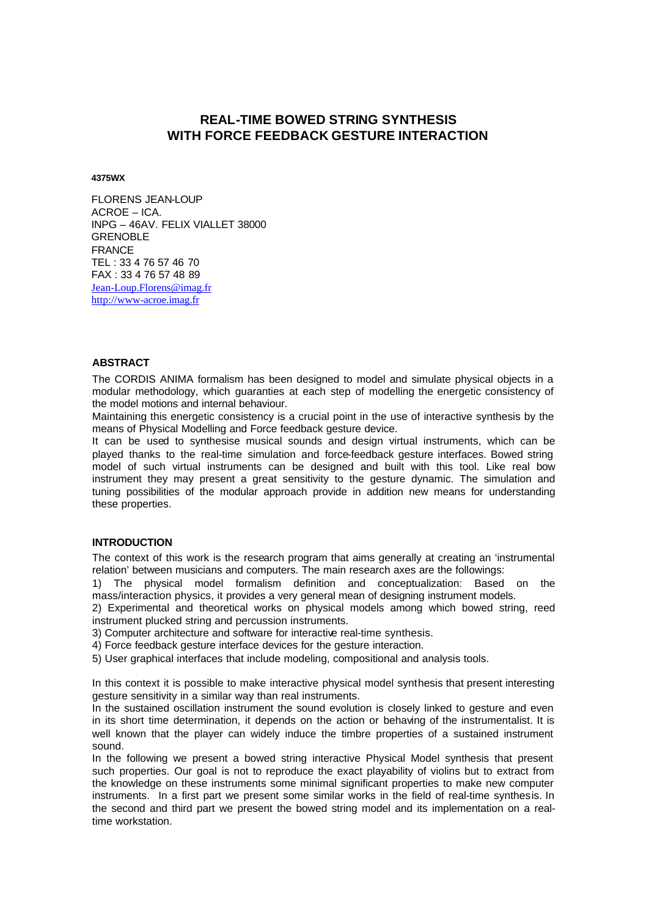# REAL-TIME BOWED STRING SYNTHESIS WITH FORCE FEEDBACK GESTURE INTERACTION

**4375WX**

FLORENS JEAN-LOUP
ACROE – ICA.
INPG – 46AV. FELIX VIALLET 38000
GRENOBLE
FRANCE
TEL : 33 4 76 57 46 70
FAX : 33 4 76 57 48 89
Jean-Loup.Florens@imag.fr
http://www-acroe.imag.fr

## ABSTRACT

The CORDIS ANIMA formalism has been designed to model and simulate physical objects in a modular methodology, which guaranties at each step of modelling the energetic consistency of the model motions and internal behaviour.

Maintaining this energetic consistency is a crucial point in the use of interactive synthesis by the means of Physical Modelling and Force feedback gesture device.

It can be used to synthesise musical sounds and design virtual instruments, which can be played thanks to the real-time simulation and force-feedback gesture interfaces. Bowed string model of such virtual instruments can be designed and built with this tool. Like real bow instrument they may present a great sensitivity to the gesture dynamic. The simulation and tuning possibilities of the modular approach provide in addition new means for understanding these properties.

## INTRODUCTION

The context of this work is the research program that aims generally at creating an 'instrumental relation' between musicians and computers. The main research axes are the followings:

1) The physical model formalism definition and conceptualization: Based on the mass/interaction physics, it provides a very general mean of designing instrument models.

2) Experimental and theoretical works on physical models among which bowed string, reed instrument plucked string and percussion instruments.

3) Computer architecture and software for interactive real-time synthesis.

4) Force feedback gesture interface devices for the gesture interaction.

5) User graphical interfaces that include modeling, compositional and analysis tools.

In this context it is possible to make interactive physical model synthesis that present interesting gesture sensitivity in a similar way than real instruments.

In the sustained oscillation instrument the sound evolution is closely linked to gesture and even in its short time determination, it depends on the action or behaving of the instrumentalist. It is well known that the player can widely induce the timbre properties of a sustained instrument sound.

In the following we present a bowed string interactive Physical Model synthesis that present such properties. Our goal is not to reproduce the exact playability of violins but to extract from the knowledge on these instruments some minimal significant properties to make new computer instruments. In a first part we present some similar works in the field of real-time synthesis. In the second and third part we present the bowed string model and its implementation on a real-time workstation.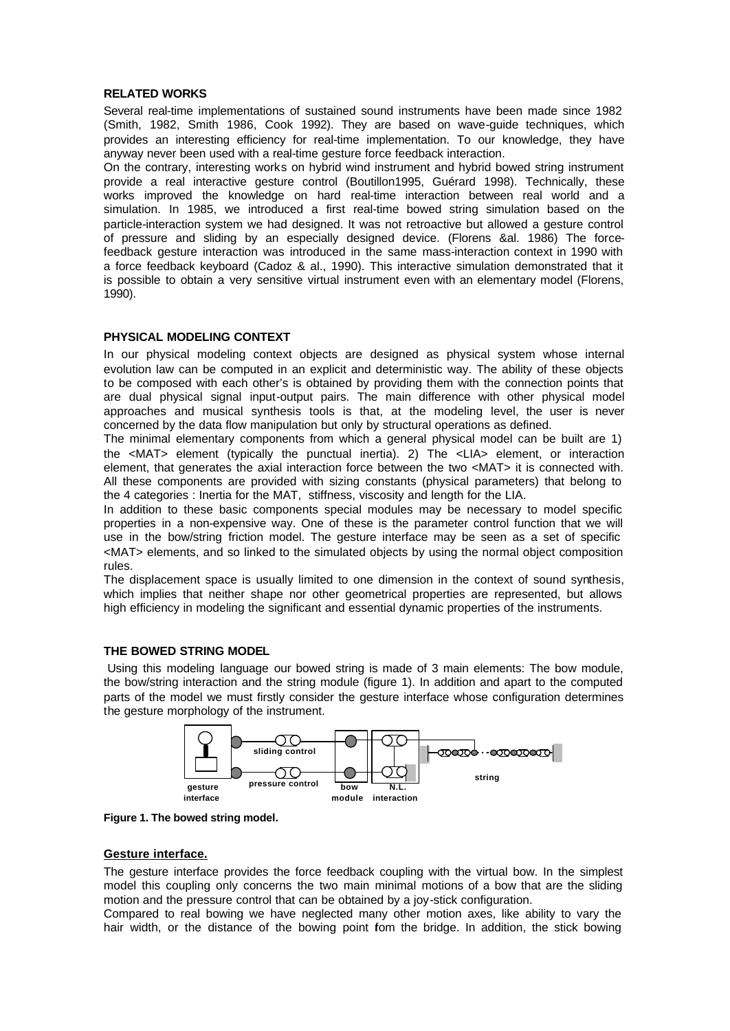### RELATED WORKS

Several real-time implementations of sustained sound instruments have been made since 1982 (Smith, 1982, Smith 1986, Cook 1992). They are based on wave-guide techniques, which provides an interesting efficiency for real-time implementation. To our knowledge, they have anyway never been used with a real-time gesture force feedback interaction.

On the contrary, interesting works on hybrid wind instrument and hybrid bowed string instrument provide a real interactive gesture control (Boutillon1995, Guérard 1998). Technically, these works improved the knowledge on hard real-time interaction between real world and a simulation. In 1985, we introduced a first real-time bowed string simulation based on the particle-interaction system we had designed. It was not retroactive but allowed a gesture control of pressure and sliding by an especially designed device. (Florens &al. 1986) The force-feedback gesture interaction was introduced in the same mass-interaction context in 1990 with a force feedback keyboard (Cadoz & al., 1990). This interactive simulation demonstrated that it is possible to obtain a very sensitive virtual instrument even with an elementary model (Florens, 1990).

### PHYSICAL MODELING CONTEXT

In our physical modeling context objects are designed as physical system whose internal evolution law can be computed in an explicit and deterministic way. The ability of these objects to be composed with each other's is obtained by providing them with the connection points that are dual physical signal input-output pairs. The main difference with other physical model approaches and musical synthesis tools is that, at the modeling level, the user is never concerned by the data flow manipulation but only by structural operations as defined.

The minimal elementary components from which a general physical model can be built are 1) the <MAT> element (typically the punctual inertia). 2) The <LIA> element, or interaction element, that generates the axial interaction force between the two <MAT> it is connected with. All these components are provided with sizing constants (physical parameters) that belong to the 4 categories : Inertia for the MAT, stiffness, viscosity and length for the LIA.

In addition to these basic components special modules may be necessary to model specific properties in a non-expensive way. One of these is the parameter control function that we will use in the bow/string friction model. The gesture interface may be seen as a set of specific <MAT> elements, and so linked to the simulated objects by using the normal object composition rules.

The displacement space is usually limited to one dimension in the context of sound synthesis, which implies that neither shape nor other geometrical properties are represented, but allows high efficiency in modeling the significant and essential dynamic properties of the instruments.

### THE BOWED STRING MODEL

Using this modeling language our bowed string is made of 3 main elements: The bow module, the bow/string interaction and the string module (figure 1). In addition and apart to the computed parts of the model we must firstly consider the gesture interface whose configuration determines the gesture morphology of the instrument.

**Figure 1. The bowed string model.**

#### Gesture interface.

The gesture interface provides the force feedback coupling with the virtual bow. In the simplest model this coupling only concerns the two main minimal motions of a bow that are the sliding motion and the pressure control that can be obtained by a joy-stick configuration.

Compared to real bowing we have neglected many other motion axes, like ability to vary the hair width, or the distance of the bowing point fom the bridge. In addition, the stick bowing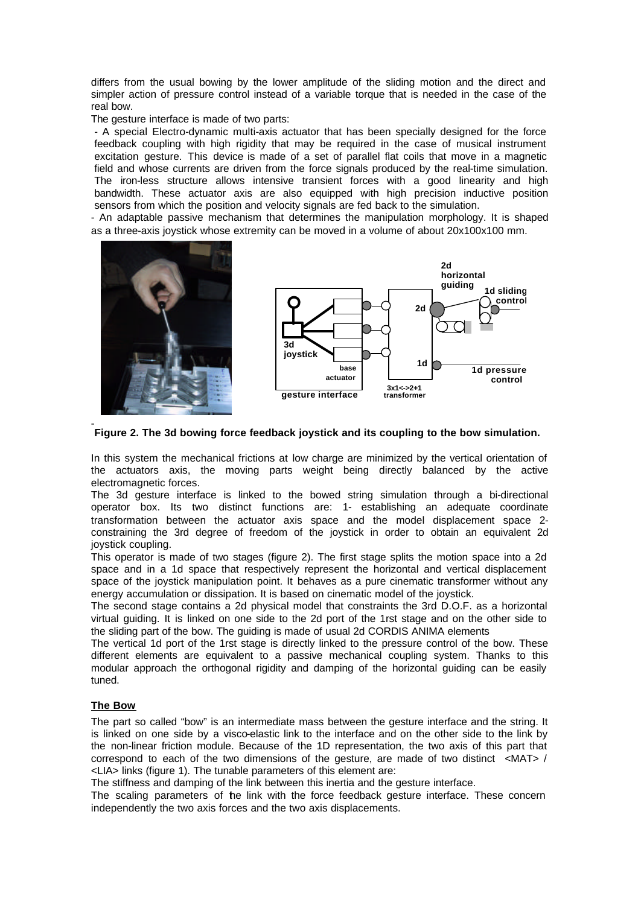differs from the usual bowing by the lower amplitude of the sliding motion and the direct and simpler action of pressure control instead of a variable torque that is needed in the case of the real bow.

The gesture interface is made of two parts:

- A special Electro-dynamic multi-axis actuator that has been specially designed for the force feedback coupling with high rigidity that may be required in the case of musical instrument excitation gesture. This device is made of a set of parallel flat coils that move in a magnetic field and whose currents are driven from the force signals produced by the real-time simulation. The iron-less structure allows intensive transient forces with a good linearity and high bandwidth. These actuator axis are also equipped with high precision inductive position sensors from which the position and velocity signals are fed back to the simulation.
- An adaptable passive mechanism that determines the manipulation morphology. It is shaped as a three-axis joystick whose extremity can be moved in a volume of about 20x100x100 mm.

**Figure 2. The 3d bowing force feedback joystick and its coupling to the bow simulation.**

In this system the mechanical frictions at low charge are minimized by the vertical orientation of the actuators axis, the moving parts weight being directly balanced by the active electromagnetic forces.

The 3d gesture interface is linked to the bowed string simulation through a bi-directional operator box. Its two distinct functions are: 1- establishing an adequate coordinate transformation between the actuator axis space and the model displacement space 2- constraining the 3rd degree of freedom of the joystick in order to obtain an equivalent 2d joystick coupling.

This operator is made of two stages (figure 2). The first stage splits the motion space into a 2d space and in a 1d space that respectively represent the horizontal and vertical displacement space of the joystick manipulation point. It behaves as a pure cinematic transformer without any energy accumulation or dissipation. It is based on cinematic model of the joystick.

The second stage contains a 2d physical model that constraints the 3rd D.O.F. as a horizontal virtual guiding. It is linked on one side to the 2d port of the 1rst stage and on the other side to the sliding part of the bow. The guiding is made of usual 2d CORDIS ANIMA elements

The vertical 1d port of the 1rst stage is directly linked to the pressure control of the bow. These different elements are equivalent to a passive mechanical coupling system. Thanks to this modular approach the orthogonal rigidity and damping of the horizontal guiding can be easily tuned.

### The Bow

The part so called "bow" is an intermediate mass between the gesture interface and the string. It is linked on one side by a visco-elastic link to the interface and on the other side to the link by the non-linear friction module. Because of the 1D representation, the two axis of this part that correspond to each of the two dimensions of the gesture, are made of two distinct <MAT> / <LIA> links (figure 1). The tunable parameters of this element are:

The stiffness and damping of the link between this inertia and the gesture interface.

The scaling parameters of the link with the force feedback gesture interface. These concern independently the two axis forces and the two axis displacements.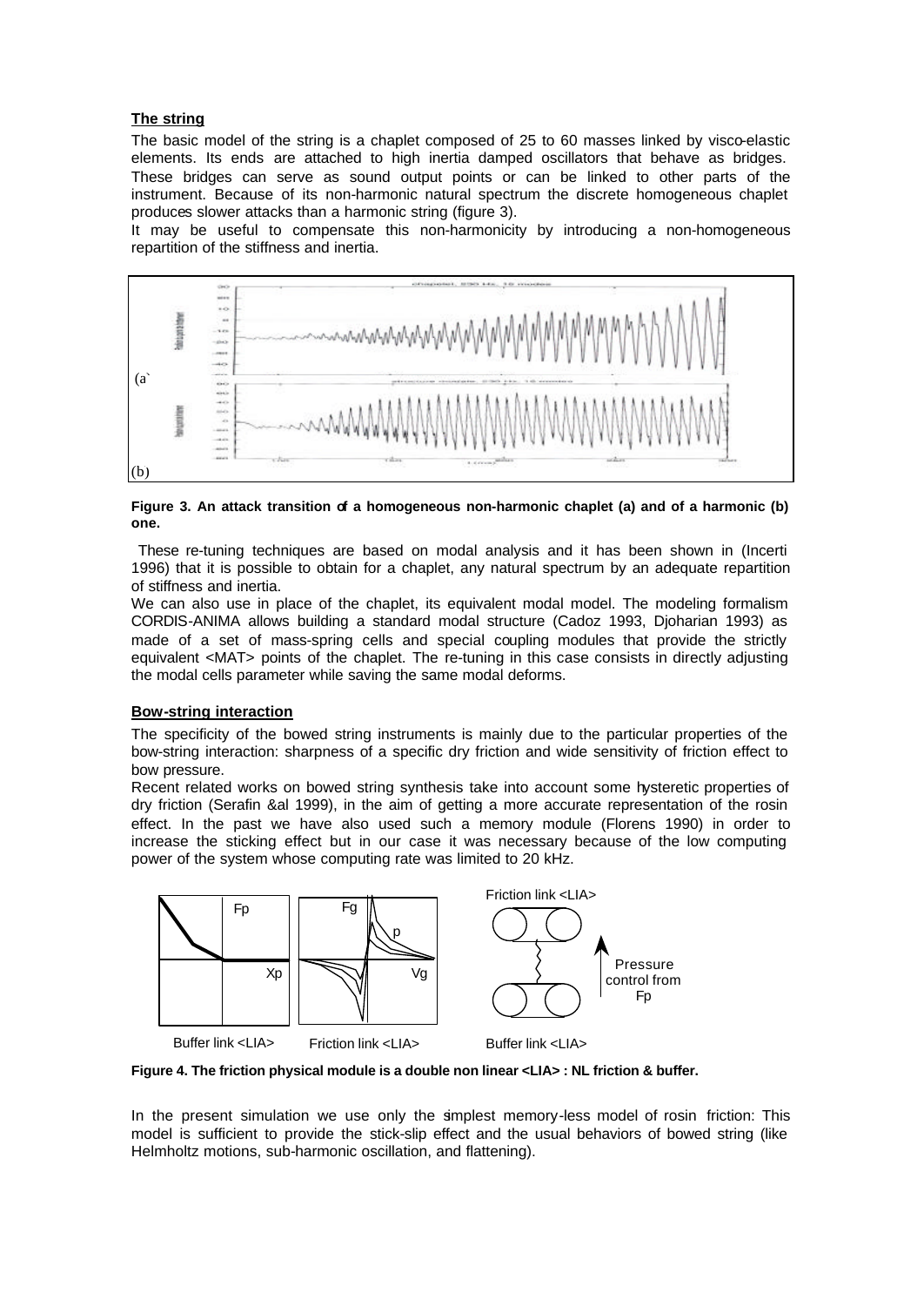**The string**

The basic model of the string is a chaplet composed of 25 to 60 masses linked by visco-elastic elements. Its ends are attached to high inertia damped oscillators that behave as bridges. These bridges can serve as sound output points or can be linked to other parts of the instrument. Because of its non-harmonic natural spectrum the discrete homogeneous chaplet produces slower attacks than a harmonic string (figure 3).

It may be useful to compensate this non-harmonicity by introducing a non-homogeneous repartition of the stiffness and inertia.

**Figure 3. An attack transition of a homogeneous non-harmonic chaplet (a) and of a harmonic (b) one.**

These re-tuning techniques are based on modal analysis and it has been shown in (Incerti 1996) that it is possible to obtain for a chaplet, any natural spectrum by an adequate repartition of stiffness and inertia.

We can also use in place of the chaplet, its equivalent modal model. The modeling formalism CORDIS-ANIMA allows building a standard modal structure (Cadoz 1993, Djoharian 1993) as made of a set of mass-spring cells and special coupling modules that provide the strictly equivalent <MAT> points of the chaplet. The re-tuning in this case consists in directly adjusting the modal cells parameter while saving the same modal deforms.

**Bow-string interaction**

The specificity of the bowed string instruments is mainly due to the particular properties of the bow-string interaction: sharpness of a specific dry friction and wide sensitivity of friction effect to bow pressure.

Recent related works on bowed string synthesis take into account some hysteretic properties of dry friction (Serafin &al 1999), in the aim of getting a more accurate representation of the rosin effect. In the past we have also used such a memory module (Florens 1990) in order to increase the sticking effect but in our case it was necessary because of the low computing power of the system whose computing rate was limited to 20 kHz.

**Figure 4. The friction physical module is a double non linear <LIA> : NL friction & buffer.**

In the present simulation we use only the simplest memory-less model of rosin friction: This model is sufficient to provide the stick-slip effect and the usual behaviors of bowed string (like Helmholtz motions, sub-harmonic oscillation, and flattening).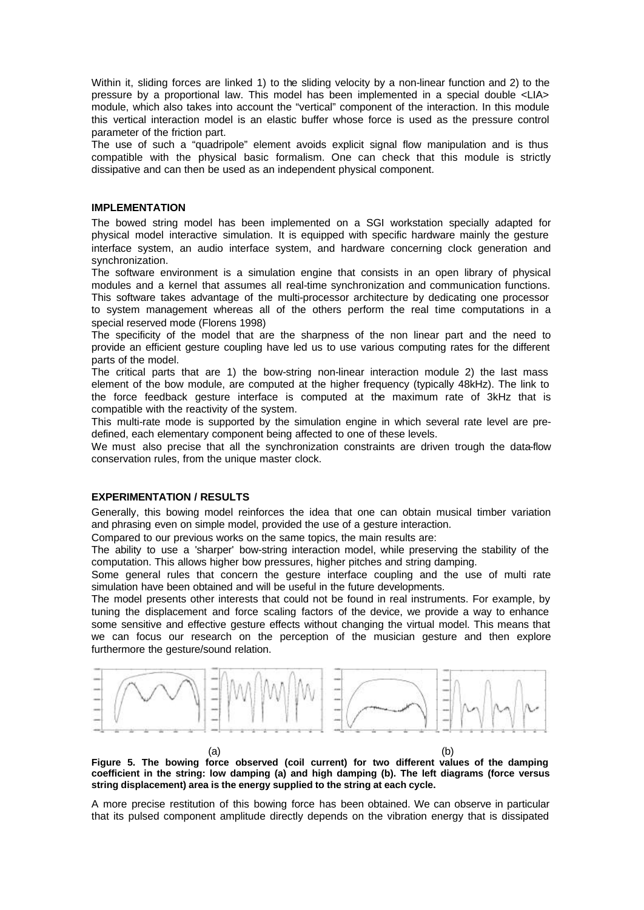Within it, sliding forces are linked 1) to the sliding velocity by a non-linear function and 2) to the pressure by a proportional law. This model has been implemented in a special double <LIA> module, which also takes into account the "vertical" component of the interaction. In this module this vertical interaction model is an elastic buffer whose force is used as the pressure control parameter of the friction part.

The use of such a "quadripole" element avoids explicit signal flow manipulation and is thus compatible with the physical basic formalism. One can check that this module is strictly dissipative and can then be used as an independent physical component.

**IMPLEMENTATION**

The bowed string model has been implemented on a SGI workstation specially adapted for physical model interactive simulation. It is equipped with specific hardware mainly the gesture interface system, an audio interface system, and hardware concerning clock generation and synchronization.

The software environment is a simulation engine that consists in an open library of physical modules and a kernel that assumes all real-time synchronization and communication functions. This software takes advantage of the multi-processor architecture by dedicating one processor to system management whereas all of the others perform the real time computations in a special reserved mode (Florens 1998)

The specificity of the model that are the sharpness of the non linear part and the need to provide an efficient gesture coupling have led us to use various computing rates for the different parts of the model.

The critical parts that are 1) the bow-string non-linear interaction module 2) the last mass element of the bow module, are computed at the higher frequency (typically 48kHz). The link to the force feedback gesture interface is computed at the maximum rate of 3kHz that is compatible with the reactivity of the system.

This multi-rate mode is supported by the simulation engine in which several rate level are pre-defined, each elementary component being affected to one of these levels.

We must also precise that all the synchronization constraints are driven trough the data-flow conservation rules, from the unique master clock.

**EXPERIMENTATION / RESULTS**

Generally, this bowing model reinforces the idea that one can obtain musical timber variation and phrasing even on simple model, provided the use of a gesture interaction.

Compared to our previous works on the same topics, the main results are:

The ability to use a 'sharper' bow-string interaction model, while preserving the stability of the computation. This allows higher bow pressures, higher pitches and string damping.

Some general rules that concern the gesture interface coupling and the use of multi rate simulation have been obtained and will be useful in the future developments.

The model presents other interests that could not be found in real instruments. For example, by tuning the displacement and force scaling factors of the device, we provide a way to enhance some sensitive and effective gesture effects without changing the virtual model. This means that we can focus our research on the perception of the musician gesture and then explore furthermore the gesture/sound relation.

(a) (b)

**Figure 5. The bowing force observed (coil current) for two different values of the damping coefficient in the string: low damping (a) and high damping (b). The left diagrams (force versus string displacement) area is the energy supplied to the string at each cycle.**

A more precise restitution of this bowing force has been obtained. We can observe in particular that its pulsed component amplitude directly depends on the vibration energy that is dissipated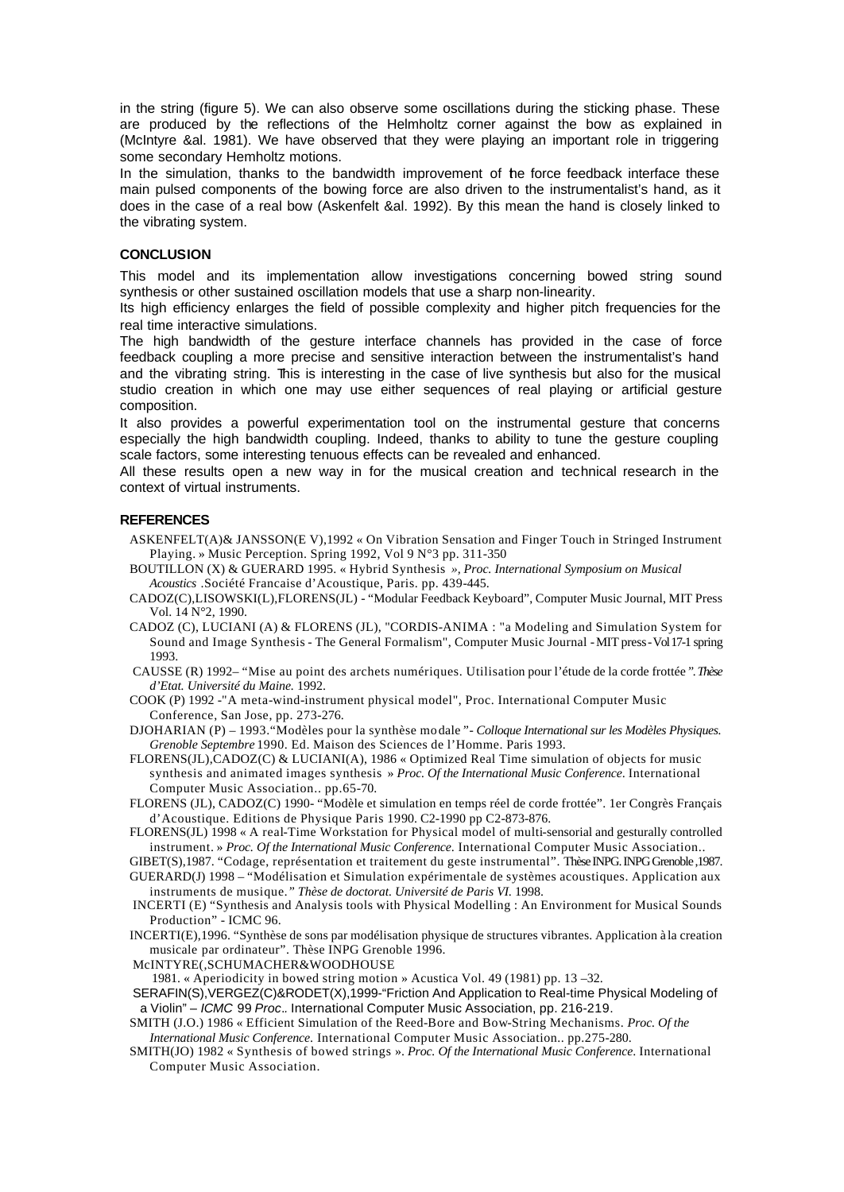in the string (figure 5). We can also observe some oscillations during the sticking phase. These are produced by the reflections of the Helmholtz corner against the bow as explained in (McIntyre &al. 1981). We have observed that they were playing an important role in triggering some secondary Hemholtz motions.

In the simulation, thanks to the bandwidth improvement of the force feedback interface these main pulsed components of the bowing force are also driven to the instrumentalist's hand, as it does in the case of a real bow (Askenfelt &al. 1992). By this mean the hand is closely linked to the vibrating system.

## CONCLUSION

This model and its implementation allow investigations concerning bowed string sound synthesis or other sustained oscillation models that use a sharp non-linearity.

Its high efficiency enlarges the field of possible complexity and higher pitch frequencies for the real time interactive simulations.

The high bandwidth of the gesture interface channels has provided in the case of force feedback coupling a more precise and sensitive interaction between the instrumentalist's hand and the vibrating string. This is interesting in the case of live synthesis but also for the musical studio creation in which one may use either sequences of real playing or artificial gesture composition.

It also provides a powerful experimentation tool on the instrumental gesture that concerns especially the high bandwidth coupling. Indeed, thanks to ability to tune the gesture coupling scale factors, some interesting tenuous effects can be revealed and enhanced.

All these results open a new way in for the musical creation and technical research in the context of virtual instruments.

## REFERENCES

ASKENFELT(A)& JANSSON(E V),1992 « On Vibration Sensation and Finger Touch in Stringed Instrument Playing. » Music Perception. Spring 1992, Vol 9 N°3 pp. 311-350

BOUTILLON (X) & GUERARD 1995. « Hybrid Synthesis », *Proc. International Symposium on Musical Acoustics* .Société Francaise d'Acoustique, Paris. pp. 439-445.

CADOZ(C),LISOWSKI(L),FLORENS(JL) - "Modular Feedback Keyboard", Computer Music Journal, MIT Press Vol. 14 N°2, 1990.

CADOZ (C), LUCIANI (A) & FLORENS (JL), "CORDIS-ANIMA : "a Modeling and Simulation System for Sound and Image Synthesis - The General Formalism", Computer Music Journal - MIT press - Vol 17-1 spring 1993.

CAUSSE (R) 1992– "Mise au point des archets numériques. Utilisation pour l'étude de la corde frottée ". *Thèse d'Etat. Université du Maine.* 1992.

COOK (P) 1992 -"A meta-wind-instrument physical model", Proc. International Computer Music Conference, San Jose, pp. 273-276.

DJOHARIAN (P) – 1993."Modèles pour la synthèse modale "- *Colloque International sur les Modèles Physiques. Grenoble Septembre* 1990. Ed. Maison des Sciences de l'Homme. Paris 1993.

FLORENS(JL),CADOZ(C) & LUCIANI(A), 1986 « Optimized Real Time simulation of objects for music synthesis and animated images synthesis » *Proc. Of the International Music Conference*. International Computer Music Association.. pp.65-70.

FLORENS (JL), CADOZ(C) 1990- "Modèle et simulation en temps réel de corde frottée". 1er Congrès Français d'Acoustique. Editions de Physique Paris 1990. C2-1990 pp C2-873-876.

FLORENS(JL) 1998 « A real-Time Workstation for Physical model of multi-sensorial and gesturally controlled instrument. » *Proc. Of the International Music Conference*. International Computer Music Association..

GIBET(S),1987. "Codage, représentation et traitement du geste instrumental". Thèse INPG. INPG Grenoble ,1987.

GUERARD(J) 1998 – "Modélisation et Simulation expérimentale de systèmes acoustiques. Application aux instruments de musique." *Thèse de doctorat. Université de Paris VI.* 1998.

INCERTI (E) "Synthesis and Analysis tools with Physical Modelling : An Environment for Musical Sounds Production" - ICMC 96.

INCERTI(E),1996. "Synthèse de sons par modélisation physique de structures vibrantes. Application à la creation musicale par ordinateur". Thèse INPG Grenoble 1996.

McINTYRE(,SCHUMACHER&WOODHOUSE 1981. « Aperiodicity in bowed string motion » Acustica Vol. 49 (1981) pp. 13 –32.

SERAFIN(S),VERGEZ(C)&RODET(X),1999-"Friction And Application to Real-time Physical Modeling of a Violin" – *ICMC 99 Proc.*. International Computer Music Association, pp. 216-219.

SMITH (J.O.) 1986 « Efficient Simulation of the Reed-Bore and Bow-String Mechanisms. *Proc. Of the International Music Conference*. International Computer Music Association.. pp.275-280.

SMITH(JO) 1982 « Synthesis of bowed strings ». *Proc. Of the International Music Conference*. International Computer Music Association.